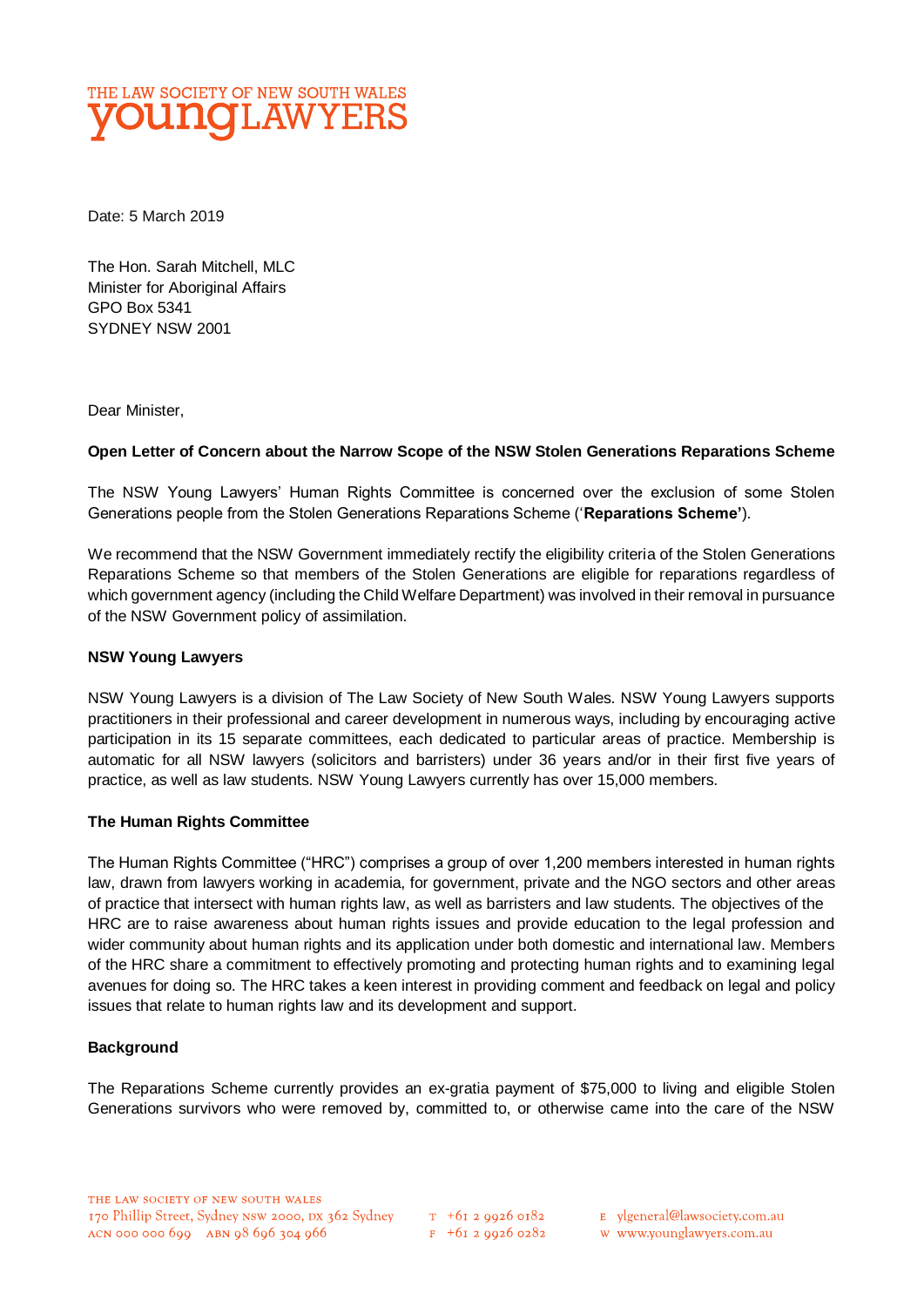THE LAW SOCIETY OF NEW SOUTH WALES
**young**LAWYERS

Date: 5 March 2019

The Hon. Sarah Mitchell, MLC
Minister for Aboriginal Affairs
GPO Box 5341
SYDNEY NSW 2001

Dear Minister,

**Open Letter of Concern about the Narrow Scope of the NSW Stolen Generations Reparations Scheme**

The NSW Young Lawyers' Human Rights Committee is concerned over the exclusion of some Stolen Generations people from the Stolen Generations Reparations Scheme ('**Reparations Scheme'**).

We recommend that the NSW Government immediately rectify the eligibility criteria of the Stolen Generations Reparations Scheme so that members of the Stolen Generations are eligible for reparations regardless of which government agency (including the Child Welfare Department) was involved in their removal in pursuance of the NSW Government policy of assimilation.

**NSW Young Lawyers**

NSW Young Lawyers is a division of The Law Society of New South Wales. NSW Young Lawyers supports practitioners in their professional and career development in numerous ways, including by encouraging active participation in its 15 separate committees, each dedicated to particular areas of practice. Membership is automatic for all NSW lawyers (solicitors and barristers) under 36 years and/or in their first five years of practice, as well as law students. NSW Young Lawyers currently has over 15,000 members.

**The Human Rights Committee**

The Human Rights Committee ("HRC") comprises a group of over 1,200 members interested in human rights law, drawn from lawyers working in academia, for government, private and the NGO sectors and other areas of practice that intersect with human rights law, as well as barristers and law students. The objectives of the HRC are to raise awareness about human rights issues and provide education to the legal profession and wider community about human rights and its application under both domestic and international law. Members of the HRC share a commitment to effectively promoting and protecting human rights and to examining legal avenues for doing so. The HRC takes a keen interest in providing comment and feedback on legal and policy issues that relate to human rights law and its development and support.

**Background**

The Reparations Scheme currently provides an ex-gratia payment of $75,000 to living and eligible Stolen Generations survivors who were removed by, committed to, or otherwise came into the care of the NSW

THE LAW SOCIETY OF NEW SOUTH WALES
170 Phillip Street, Sydney NSW 2000, DX 362 Sydney
ACN 000 000 699 ABN 98 696 304 966
T +61 2 9926 0182
F +61 2 9926 0282
E ylgeneral@lawsociety.com.au
W www.younglawyers.com.au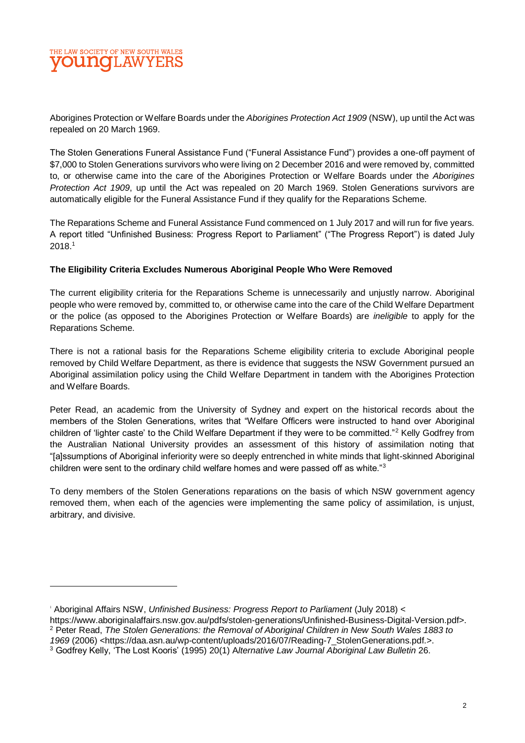Aborigines Protection or Welfare Boards under the *Aborigines Protection Act 1909* (NSW), up until the Act was repealed on 20 March 1969.

The Stolen Generations Funeral Assistance Fund ("Funeral Assistance Fund") provides a one-off payment of $7,000 to Stolen Generations survivors who were living on 2 December 2016 and were removed by, committed to, or otherwise came into the care of the Aborigines Protection or Welfare Boards under the *Aborigines Protection Act 1909*, up until the Act was repealed on 20 March 1969. Stolen Generations survivors are automatically eligible for the Funeral Assistance Fund if they qualify for the Reparations Scheme.

The Reparations Scheme and Funeral Assistance Fund commenced on 1 July 2017 and will run for five years. A report titled "Unfinished Business: Progress Report to Parliament" ("The Progress Report") is dated July 2018.[1]

**The Eligibility Criteria Excludes Numerous Aboriginal People Who Were Removed**

The current eligibility criteria for the Reparations Scheme is unnecessarily and unjustly narrow. Aboriginal people who were removed by, committed to, or otherwise came into the care of the Child Welfare Department or the police (as opposed to the Aborigines Protection or Welfare Boards) are *ineligible* to apply for the Reparations Scheme.

There is not a rational basis for the Reparations Scheme eligibility criteria to exclude Aboriginal people removed by Child Welfare Department, as there is evidence that suggests the NSW Government pursued an Aboriginal assimilation policy using the Child Welfare Department in tandem with the Aborigines Protection and Welfare Boards.

Peter Read, an academic from the University of Sydney and expert on the historical records about the members of the Stolen Generations, writes that "Welfare Officers were instructed to hand over Aboriginal children of 'lighter caste' to the Child Welfare Department if they were to be committed."[2] Kelly Godfrey from the Australian National University provides an assessment of this history of assimilation noting that "[a]ssumptions of Aboriginal inferiority were so deeply entrenched in white minds that light-skinned Aboriginal children were sent to the ordinary child welfare homes and were passed off as white."[3]

To deny members of the Stolen Generations reparations on the basis of which NSW government agency removed them, when each of the agencies were implementing the same policy of assimilation, is unjust, arbitrary, and divisive.

---

[1] Aboriginal Affairs NSW, *Unfinished Business: Progress Report to Parliament* (July 2018) < https://www.aboriginalaffairs.nsw.gov.au/pdfs/stolen-generations/Unfinished-Business-Digital-Version.pdf>.

[2] Peter Read, *The Stolen Generations: the Removal of Aboriginal Children in New South Wales 1883 to 1969* (2006) <https://daa.asn.au/wp-content/uploads/2016/07/Reading-7_StolenGenerations.pdf.>.

[3] Godfrey Kelly, 'The Lost Kooris' (1995) 20(1) *Alternative Law Journal Aboriginal Law Bulletin* 26.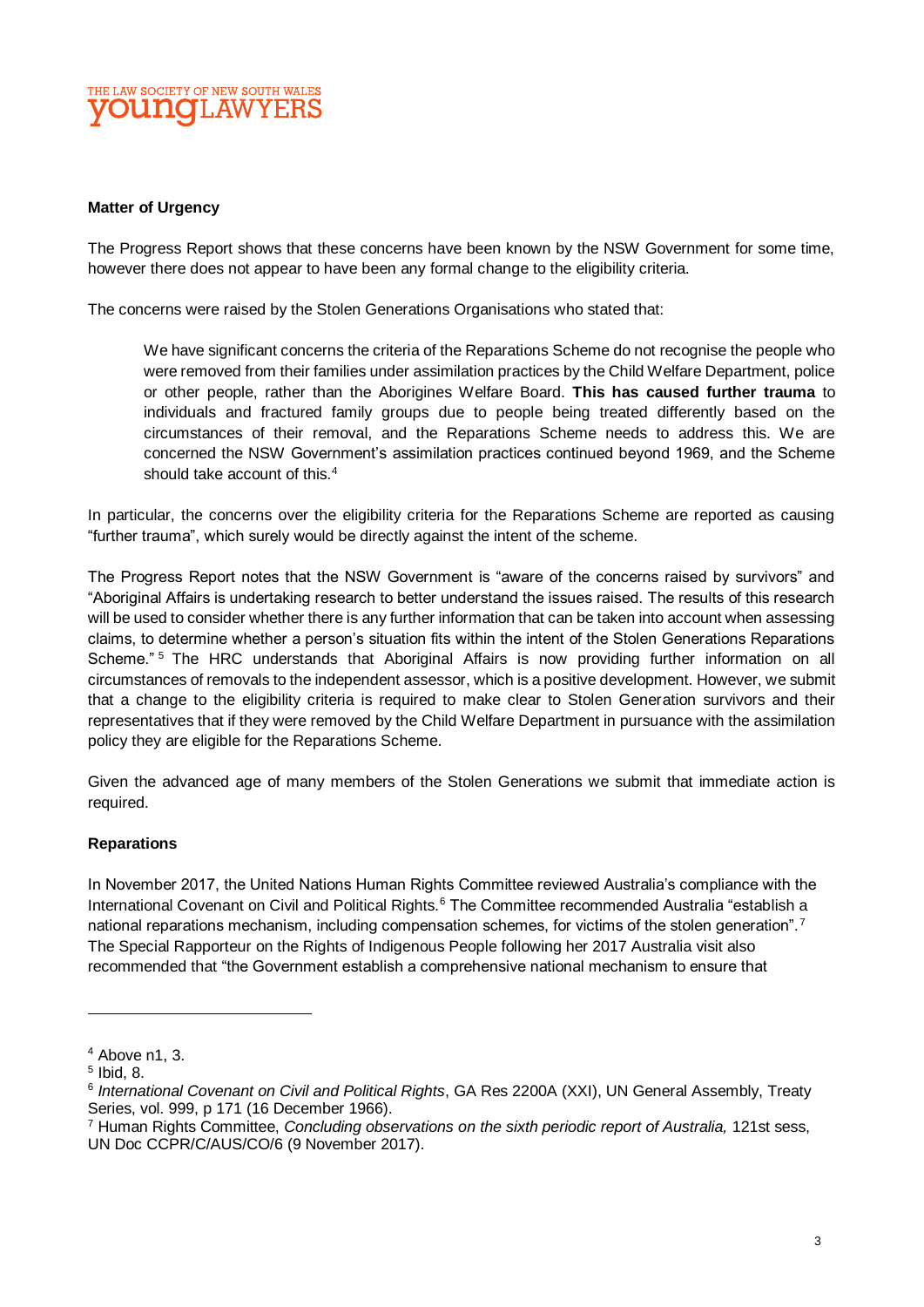**Matter of Urgency**

The Progress Report shows that these concerns have been known by the NSW Government for some time, however there does not appear to have been any formal change to the eligibility criteria.

The concerns were raised by the Stolen Generations Organisations who stated that:

> We have significant concerns the criteria of the Reparations Scheme do not recognise the people who were removed from their families under assimilation practices by the Child Welfare Department, police or other people, rather than the Aborigines Welfare Board. **This has caused further trauma** to individuals and fractured family groups due to people being treated differently based on the circumstances of their removal, and the Reparations Scheme needs to address this. We are concerned the NSW Government's assimilation practices continued beyond 1969, and the Scheme should take account of this.[4]

In particular, the concerns over the eligibility criteria for the Reparations Scheme are reported as causing "further trauma", which surely would be directly against the intent of the scheme.

The Progress Report notes that the NSW Government is "aware of the concerns raised by survivors" and "Aboriginal Affairs is undertaking research to better understand the issues raised. The results of this research will be used to consider whether there is any further information that can be taken into account when assessing claims, to determine whether a person's situation fits within the intent of the Stolen Generations Reparations Scheme."[5] The HRC understands that Aboriginal Affairs is now providing further information on all circumstances of removals to the independent assessor, which is a positive development. However, we submit that a change to the eligibility criteria is required to make clear to Stolen Generation survivors and their representatives that if they were removed by the Child Welfare Department in pursuance with the assimilation policy they are eligible for the Reparations Scheme.

Given the advanced age of many members of the Stolen Generations we submit that immediate action is required.

**Reparations**

In November 2017, the United Nations Human Rights Committee reviewed Australia's compliance with the International Covenant on Civil and Political Rights.[6] The Committee recommended Australia "establish a national reparations mechanism, including compensation schemes, for victims of the stolen generation".[7] The Special Rapporteur on the Rights of Indigenous People following her 2017 Australia visit also recommended that "the Government establish a comprehensive national mechanism to ensure that

---

[4] Above n1, 3.

[5] Ibid, 8.

[6] *International Covenant on Civil and Political Rights*, GA Res 2200A (XXI), UN General Assembly, Treaty Series, vol. 999, p 171 (16 December 1966).

[7] Human Rights Committee, *Concluding observations on the sixth periodic report of Australia,* 121st sess, UN Doc CCPR/C/AUS/CO/6 (9 November 2017).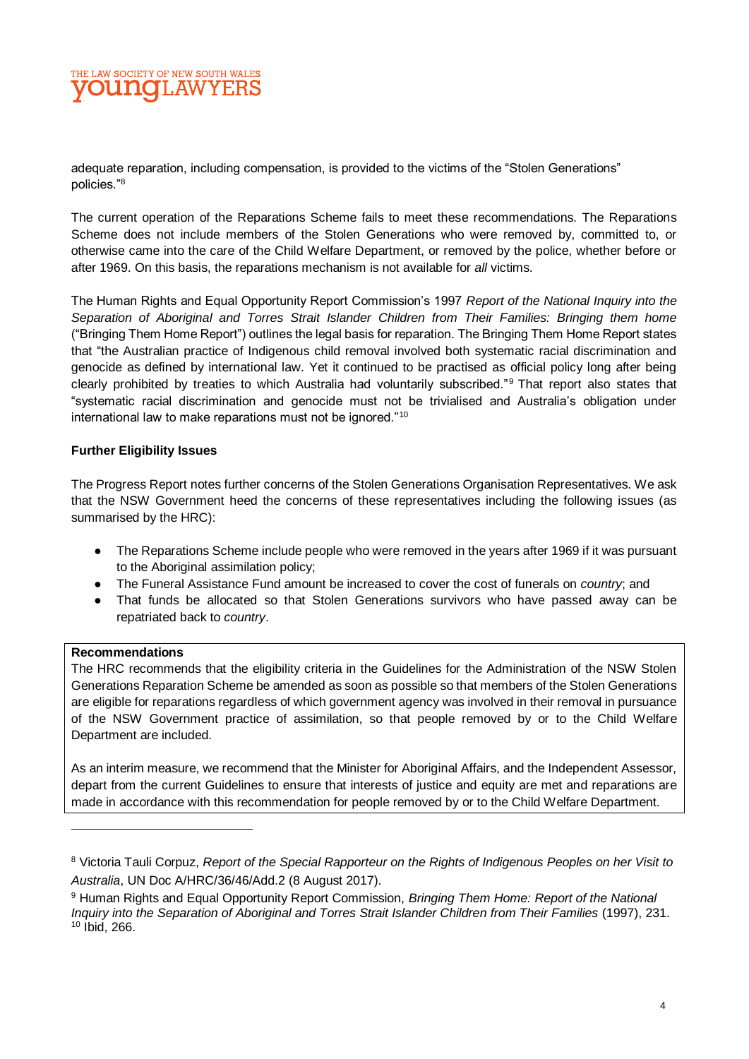adequate reparation, including compensation, is provided to the victims of the "Stolen Generations" policies."[8]

The current operation of the Reparations Scheme fails to meet these recommendations. The Reparations Scheme does not include members of the Stolen Generations who were removed by, committed to, or otherwise came into the care of the Child Welfare Department, or removed by the police, whether before or after 1969. On this basis, the reparations mechanism is not available for *all* victims.

The Human Rights and Equal Opportunity Report Commission's 1997 *Report of the National Inquiry into the Separation of Aboriginal and Torres Strait Islander Children from Their Families: Bringing them home* ("Bringing Them Home Report") outlines the legal basis for reparation. The Bringing Them Home Report states that "the Australian practice of Indigenous child removal involved both systematic racial discrimination and genocide as defined by international law. Yet it continued to be practised as official policy long after being clearly prohibited by treaties to which Australia had voluntarily subscribed."[9] That report also states that "systematic racial discrimination and genocide must not be trivialised and Australia's obligation under international law to make reparations must not be ignored."[10]

**Further Eligibility Issues**

The Progress Report notes further concerns of the Stolen Generations Organisation Representatives. We ask that the NSW Government heed the concerns of these representatives including the following issues (as summarised by the HRC):

- The Reparations Scheme include people who were removed in the years after 1969 if it was pursuant to the Aboriginal assimilation policy;
- The Funeral Assistance Fund amount be increased to cover the cost of funerals on *country*; and
- That funds be allocated so that Stolen Generations survivors who have passed away can be repatriated back to *country*.

**Recommendations**

The HRC recommends that the eligibility criteria in the Guidelines for the Administration of the NSW Stolen Generations Reparation Scheme be amended as soon as possible so that members of the Stolen Generations are eligible for reparations regardless of which government agency was involved in their removal in pursuance of the NSW Government practice of assimilation, so that people removed by or to the Child Welfare Department are included.

As an interim measure, we recommend that the Minister for Aboriginal Affairs, and the Independent Assessor, depart from the current Guidelines to ensure that interests of justice and equity are met and reparations are made in accordance with this recommendation for people removed by or to the Child Welfare Department.

---

[8] Victoria Tauli Corpuz, *Report of the Special Rapporteur on the Rights of Indigenous Peoples on her Visit to Australia*, UN Doc A/HRC/36/46/Add.2 (8 August 2017).

[9] Human Rights and Equal Opportunity Report Commission, *Bringing Them Home: Report of the National Inquiry into the Separation of Aboriginal and Torres Strait Islander Children from Their Families* (1997), 231.

[10] Ibid, 266.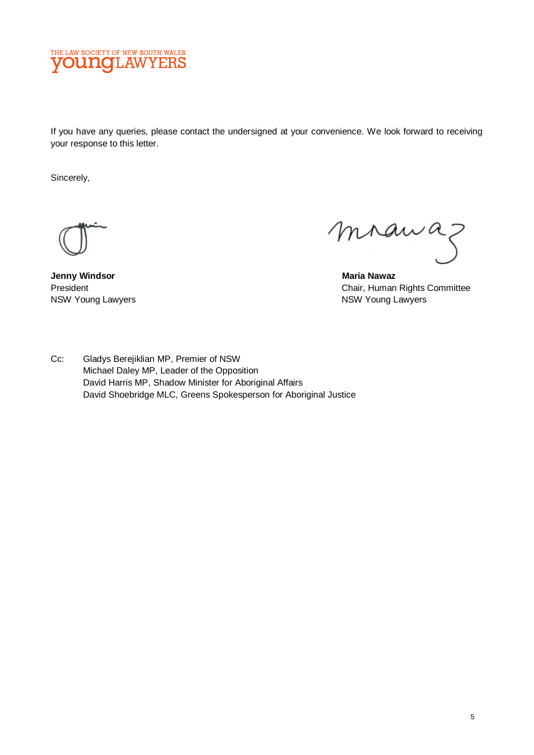If you have any queries, please contact the undersigned at your convenience. We look forward to receiving your response to this letter.

Sincerely,

**Jenny Windsor**
President
NSW Young Lawyers

**Maria Nawaz**
Chair, Human Rights Committee
NSW Young Lawyers

Cc: Gladys Berejiklian MP, Premier of NSW
Michael Daley MP, Leader of the Opposition
David Harris MP, Shadow Minister for Aboriginal Affairs
David Shoebridge MLC, Greens Spokesperson for Aboriginal Justice